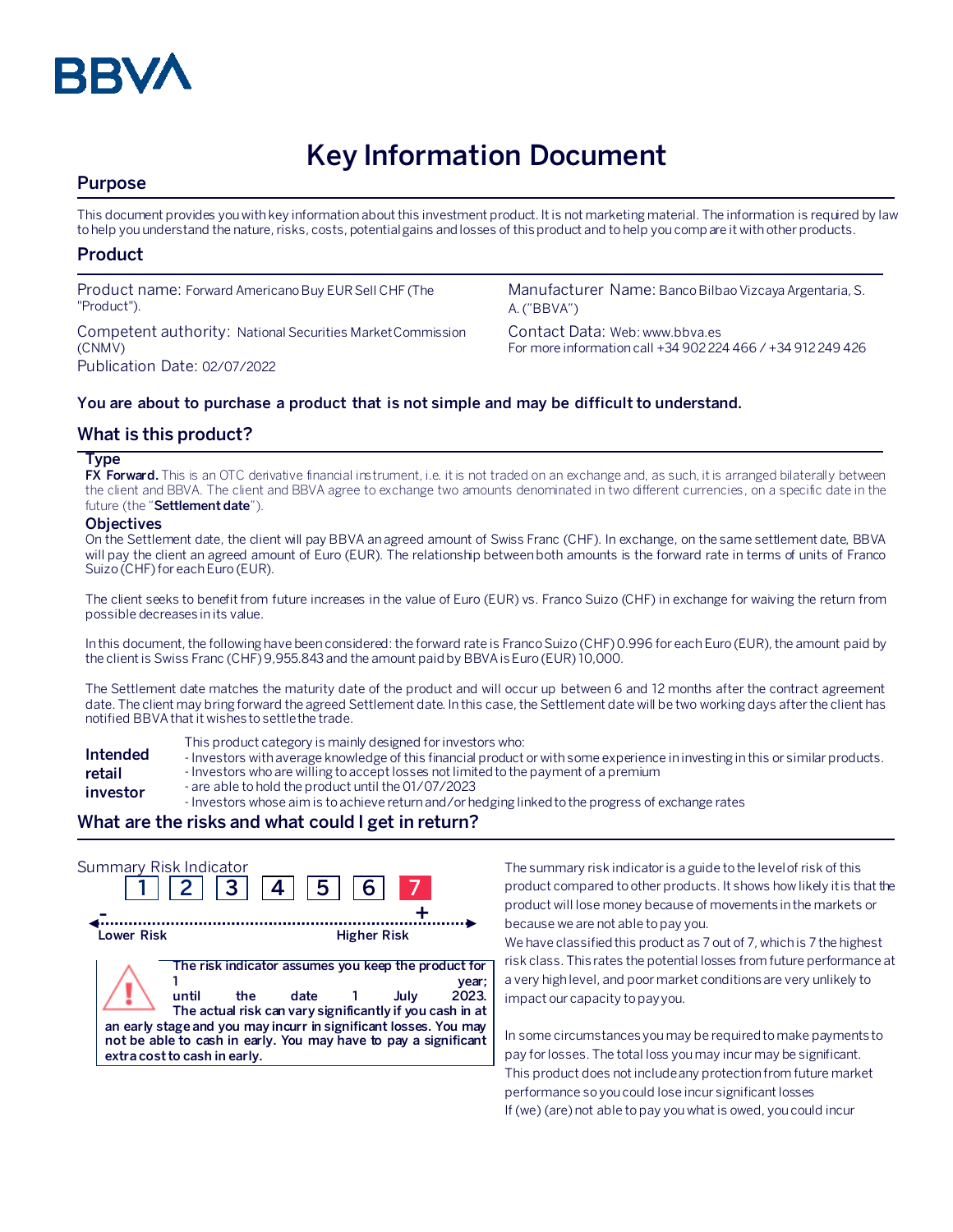BBVA

# Key Information Document

## Purpose

This document provides you with key information about this investment product. It is not marketing material. The information is required by law to help you understand the nature, risks, costs, potential gains and losses of this product and to help you compare it with other products.

## Product

Product name: Forward Americano Buy EUR Sell CHF (The "Product").

Competent authority: National Securities Market Commission (CNMV)

Publication Date: 02/07/2022

Manufacturer Name: Banco Bilbao Vizcaya Argentaria, S. A. ("BBVA")

Contact Data: Web: www.bbva.es
For more information call +34 902 224 466 / +34 912 249 426

**You are about to purchase a product that is not simple and may be difficult to understand.**

## What is this product?

### Type

**FX Forward.** This is an OTC derivative financial instrument, i.e. it is not traded on an exchange and, as such, it is arranged bilaterally between the client and BBVA. The client and BBVA agree to exchange two amounts denominated in two different currencies, on a specific date in the future (the "**Settlement date**").

### Objectives

On the Settlement date, the client will pay BBVA an agreed amount of Swiss Franc (CHF). In exchange, on the same settlement date, BBVA will pay the client an agreed amount of Euro (EUR). The relationship between both amounts is the forward rate in terms of units of Franco Suizo (CHF) for each Euro (EUR).

The client seeks to benefit from future increases in the value of Euro (EUR) vs. Franco Suizo (CHF) in exchange for waiving the return from possible decreases in its value.

In this document, the following have been considered: the forward rate is Franco Suizo (CHF) 0.996 for each Euro (EUR), the amount paid by the client is Swiss Franc (CHF) 9,955.843 and the amount paid by BBVA is Euro (EUR) 10,000.

The Settlement date matches the maturity date of the product and will occur up between 6 and 12 months after the contract agreement date. The client may bring forward the agreed Settlement date. In this case, the Settlement date will be two working days after the client has notified BBVA that it wishes to settle the trade.

**Intended retail investor**

This product category is mainly designed for investors who:
- Investors with average knowledge of this financial product or with some experience in investing in this or similar products.
- Investors who are willing to accept losses not limited to the payment of a premium
- are able to hold the product until the 01/07/2023
- Investors whose aim is to achieve return and/or hedging linked to the progress of exchange rates

## What are the risks and what could I get in return?

Summary Risk Indicator

1 2 3 4 5 6 **7**

Lower Risk — Higher Risk

**The risk indicator assumes you keep the product for 1 year; until the date 1 July 2023. The actual risk can vary significantly if you cash in at an early stage and you may incurr in significant losses. You may not be able to cash in early. You may have to pay a significant extra cost to cash in early.**

The summary risk indicator is a guide to the level of risk of this product compared to other products. It shows how likely it is that the product will lose money because of movements in the markets or because we are not able to pay you.

We have classified this product as 7 out of 7, which is 7 the highest risk class. This rates the potential losses from future performance at a very high level, and poor market conditions are very unlikely to impact our capacity to pay you.

In some circumstances you may be required to make payments to pay for losses. The total loss you may incur may be significant. This product does not include any protection from future market performance so you could lose incur significant losses

If (we) (are) not able to pay you what is owed, you could incur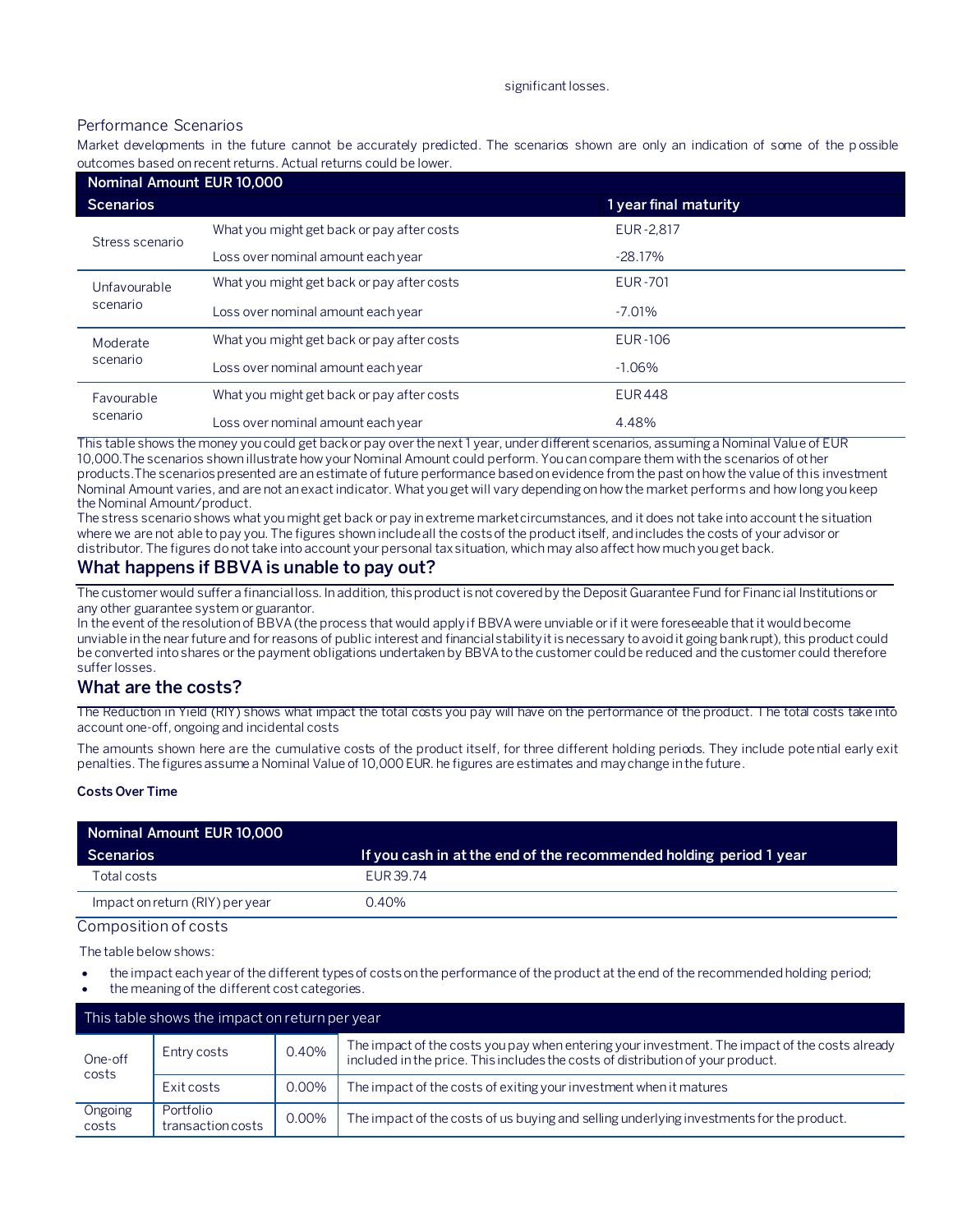significant losses.

## Performance Scenarios

Market developments in the future cannot be accurately predicted. The scenarios shown are only an indication of some of the possible outcomes based on recent returns. Actual returns could be lower.

| Nominal Amount EUR 10,000 | | |
|---|---|---|
| **Scenarios** | | **1 year final maturity** |
| Stress scenario | What you might get back or pay after costs | EUR -2,817 |
| | Loss over nominal amount each year | -28.17% |
| Unfavourable scenario | What you might get back or pay after costs | EUR -701 |
| | Loss over nominal amount each year | -7.01% |
| Moderate scenario | What you might get back or pay after costs | EUR -106 |
| | Loss over nominal amount each year | -1.06% |
| Favourable scenario | What you might get back or pay after costs | EUR 448 |
| | Loss over nominal amount each year | 4.48% |

This table shows the money you could get back or pay over the next 1 year, under different scenarios, assuming a Nominal Value of EUR 10,000.The scenarios shown illustrate how your Nominal Amount could perform. You can compare them with the scenarios of other products.The scenarios presented are an estimate of future performance based on evidence from the past on how the value of this investment Nominal Amount varies, and are not an exact indicator. What you get will vary depending on how the market performs and how long you keep the Nominal Amount/product.
The stress scenario shows what you might get back or pay in extreme market circumstances, and it does not take into account the situation where we are not able to pay you. The figures shown include all the costs of the product itself, and includes the costs of your advisor or distributor. The figures do not take into account your personal tax situation, which may also affect how much you get back.

## What happens if BBVA is unable to pay out?

The customer would suffer a financial loss. In addition, this product is not covered by the Deposit Guarantee Fund for Financial Institutions or any other guarantee system or guarantor.
In the event of the resolution of BBVA (the process that would apply if BBVA were unviable or if it were foreseeable that it would become unviable in the near future and for reasons of public interest and financial stability it is necessary to avoid it going bankrupt), this product could be converted into shares or the payment obligations undertaken by BBVA to the customer could be reduced and the customer could therefore suffer losses.

## What are the costs?

The Reduction in Yield (RIY) shows what impact the total costs you pay will have on the performance of the product. The total costs take into account one-off, ongoing and incidental costs

The amounts shown here are the cumulative costs of the product itself, for three different holding periods. They include potential early exit penalties. The figures assume a Nominal Value of 10,000 EUR. he figures are estimates and may change in the future.

**Costs Over Time**

| Nominal Amount EUR 10,000 | |
|---|---|
| **Scenarios** | **If you cash in at the end of the recommended holding period 1 year** |
| Total costs | EUR 39.74 |
| Impact on return (RIY) per year | 0.40% |

### Composition of costs

The table below shows:

- the impact each year of the different types of costs on the performance of the product at the end of the recommended holding period;
- the meaning of the different cost categories.

| This table shows the impact on return per year | | | |
|---|---|---|---|
| One-off costs | Entry costs | 0.40% | The impact of the costs you pay when entering your investment. The impact of the costs already included in the price. This includes the costs of distribution of your product. |
| | Exit costs | 0.00% | The impact of the costs of exiting your investment when it matures |
| Ongoing costs | Portfolio transaction costs | 0.00% | The impact of the costs of us buying and selling underlying investments for the product. |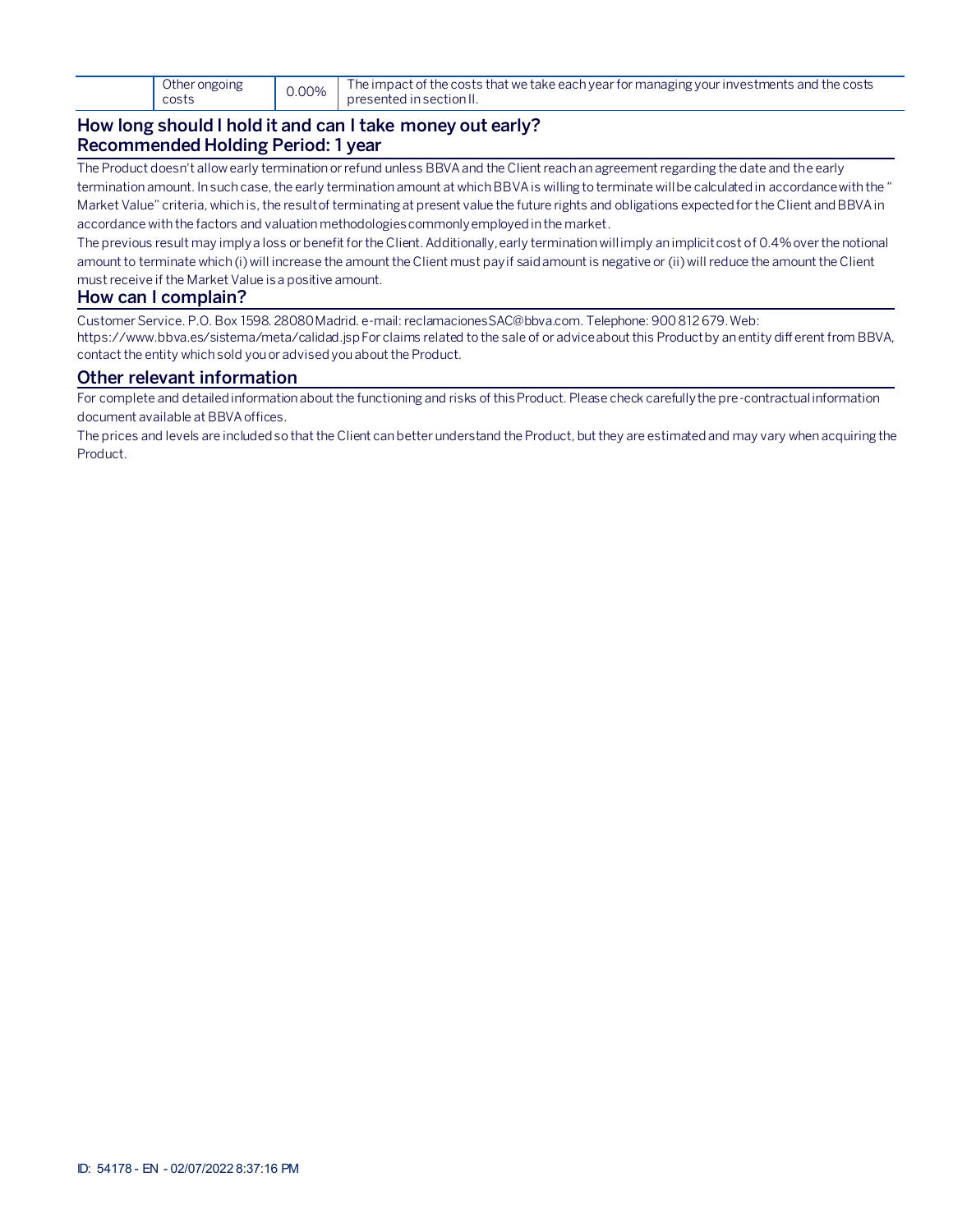| | | | |
|---|---|---|---|
| | Other ongoing costs | 0.00% | The impact of the costs that we take each year for managing your investments and the costs presented in section II. |

## How long should I hold it and can I take money out early?
## Recommended Holding Period: 1 year

The Product doesn't allow early termination or refund unless BBVA and the Client reach an agreement regarding the date and the early termination amount. In such case, the early termination amount at which BBVA is willing to terminate will be calculated in accordance with the " Market Value" criteria, which is, the result of terminating at present value the future rights and obligations expected for the Client and BBVA in accordance with the factors and valuation methodologies commonly employed in the market.

The previous result may imply a loss or benefit for the Client. Additionally, early termination will imply an implicit cost of 0.4% over the notional amount to terminate which (i) will increase the amount the Client must pay if said amount is negative or (ii) will reduce the amount the Client must receive if the Market Value is a positive amount.

## How can I complain?

Customer Service. P.O. Box 1598. 28080 Madrid. e-mail: reclamacionesSAC@bbva.com. Telephone: 900 812 679. Web: https://www.bbva.es/sistema/meta/calidad.jsp For claims related to the sale of or advice about this Product by an entity different from BBVA, contact the entity which sold you or advised you about the Product.

## Other relevant information

For complete and detailed information about the functioning and risks of this Product. Please check carefully the pre-contractual information document available at BBVA offices.

The prices and levels are included so that the Client can better understand the Product, but they are estimated and may vary when acquiring the Product.

ID: 54178 - EN - 02/07/2022 8:37:16 PM